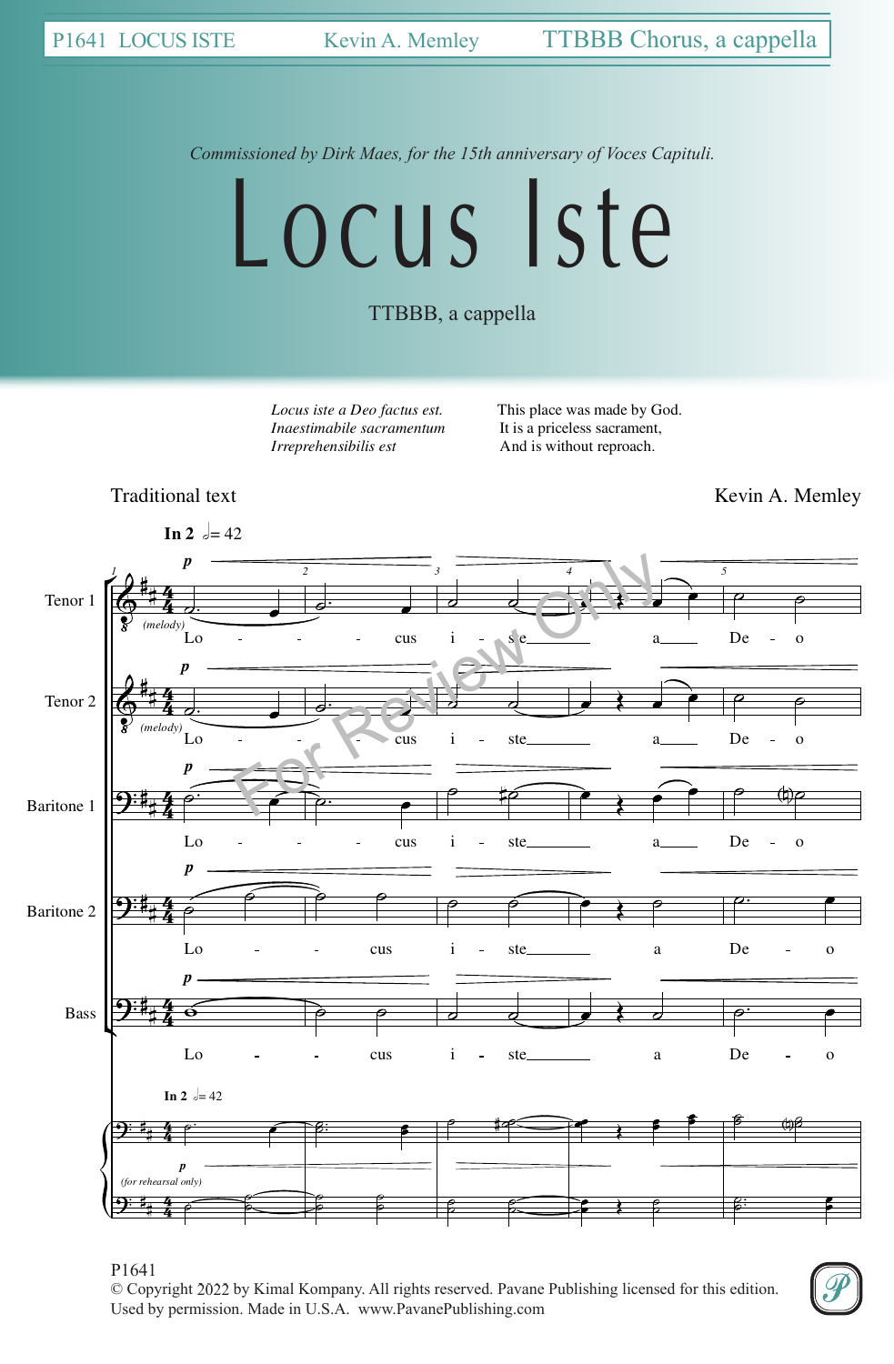*Commissioned by Dirk Maes, for the 15th anniversary of Voces Capituli.*

# Locus Iste

TTBBB, a cappella

| | |
|---|---|
| *Locus iste a Deo factus est.* | This place was made by God. |
| *Inaestimabile sacramentum* | It is a priceless sacrament, |
| *Irreprehensibilis est* | And is without reproach. |

Traditional text

Kevin A. Memley

© Copyright 2022 by Kimal Kompany. All rights reserved. Pavane Publishing licensed for this edition. Used by permission. Made in U.S.A. www.PavanePublishing.com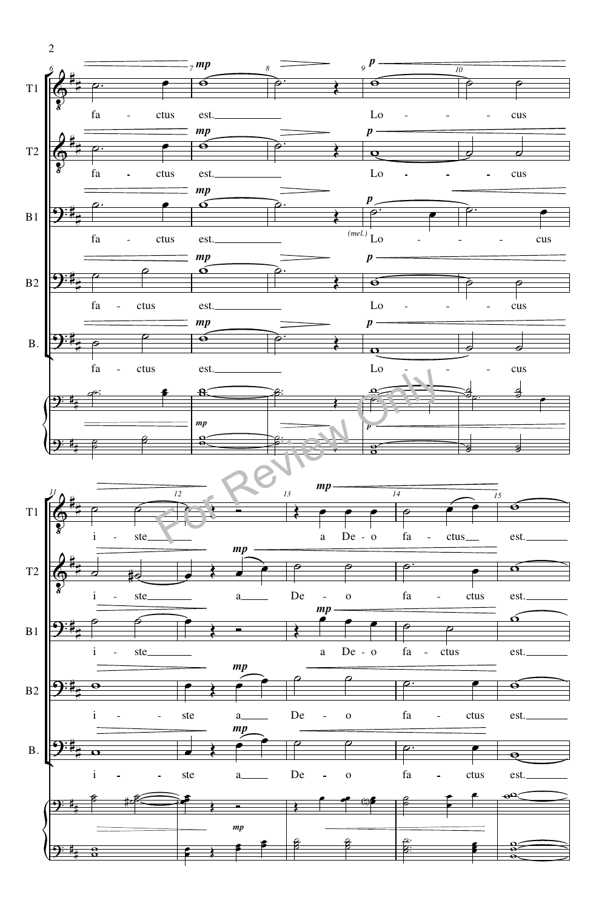T1: fa - ctus est. Lo - - - - cus i - ste a De - o fa - ctus est.

T2: fa - ctus est. Lo - - - - cus i - ste a De - o fa - ctus est.

B1: fa - ctus est. (mel.) Lo - - - - cus i - ste a De - o fa - ctus est.

B2: fa - ctus est. Lo - - - - cus i - - - ste a De - o fa - ctus est.

B.: fa - ctus est. Lo - - - - cus i - - - ste a De - o fa - ctus est.

For Review Only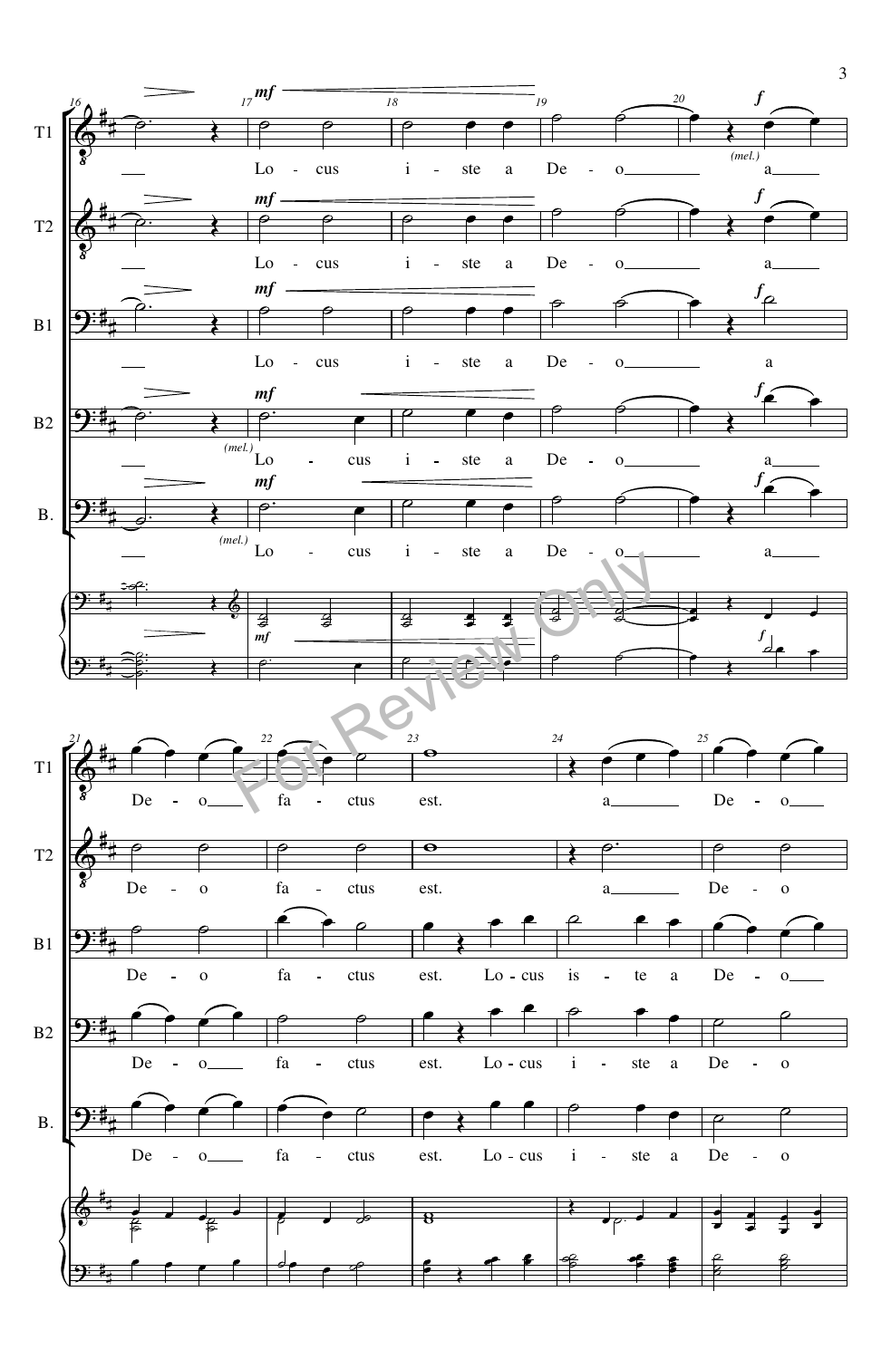T1: Lo - cus i - ste a De - o a De - o fa - ctus est. a De - o

T2: Lo - cus i - ste a De - o a De - o fa - ctus est. a De - o

B1: Lo - cus i - ste a De - o a De - o fa - ctus est. Lo - cus is - te a De - o

B2: Lo - cus i - ste a De - o a De - o fa - ctus est. Lo - cus i - ste a De - o

B.: Lo - cus i - ste a De - o a De - o fa - ctus est. Lo - cus i - ste a De - o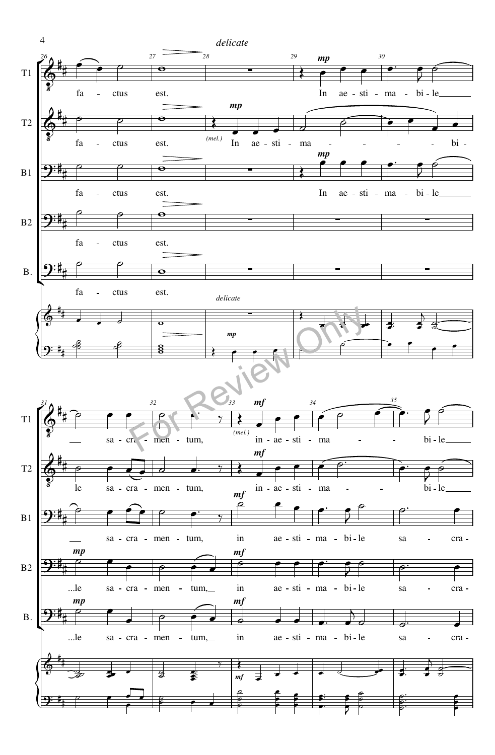*delicate*

**T1:** fa - ctus est. In ae - sti - ma - bi - le sa - cra - men - tum, in - ae - sti - ma - bi - le

**T2:** fa - ctus est. (mel.) In ae - sti - ma - bi - le sa - cra - men - tum, in - ae - sti - ma - bi - le

**B1:** fa - ctus est. In ae - sti - ma - bi - le sa - cra - men - tum, in ae - sti - ma - bi - le sa - cra -

**B2:** fa - ctus est. ...le sa - cra - men - tum, in ae - sti - ma - bi - le sa - cra -

**B.:** fa - ctus est. ...le sa - cra - men - tum, in ae - sti - ma - bi - le sa - cra -

*delicate*

(mel.)

*mp* *mf*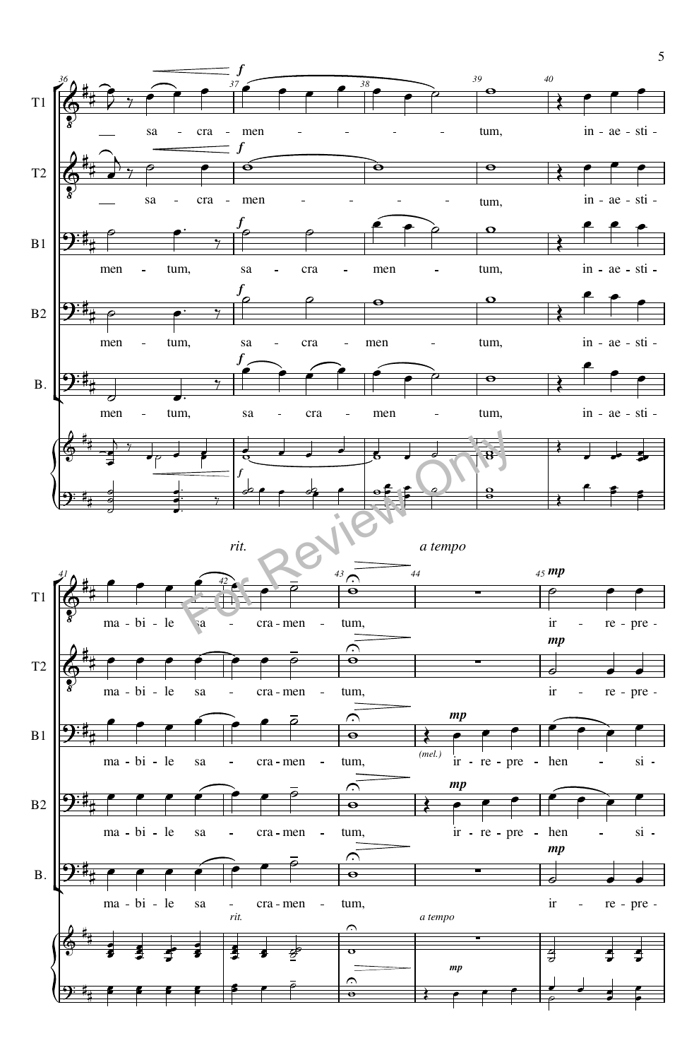*rit.* *a tempo*

T1: sa - cra - men - - - - - tum, in - ae - sti - ma - bi - le sa - cra - men - tum, ir - re - pre -

T2: sa - cra - men - - - - - tum, in - ae - sti - ma - bi - le sa - cra - men - tum, ir - re - pre -

B1: men - tum, sa - cra - men - tum, in - ae - sti - ma - bi - le sa - cra - men - tum, (mel.) ir - re - pre - hen - si -

B2: men - tum, sa - cra - men - tum, in - ae - sti - ma - bi - le sa - cra - men - tum, ir - re - pre - hen - si -

B.: men - tum, sa - cra - men - tum, in - ae - sti - ma - bi - le sa - cra - men - tum, ir - re - pre -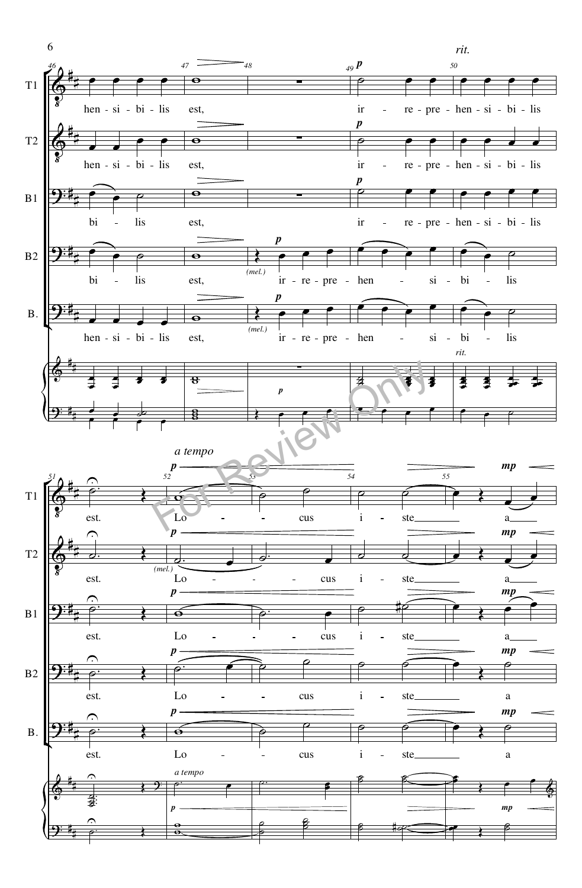*rit.*

**T1:** hen - si - bi - lis est, ir - re - pre - hen - si - bi - lis

**T2:** hen - si - bi - lis est, ir - re - pre - hen - si - bi - lis

**B1:** bi - lis est, ir - re - pre - hen - si - bi - lis

**B2:** bi - lis est, *(mel.)* ir - re - pre - hen - si - bi - lis

**B.:** hen - si - bi - lis est, *(mel.)* ir - re - pre - hen - si - bi - lis

*a tempo*

**T1:** est. Lo - - cus i - ste a

**T2:** est. *(mel.)* Lo - - - cus i - ste a

**B1:** est. Lo - - - cus i - ste a

**B2:** est. Lo - - cus i - ste a

**B.:** est. Lo - - cus i - ste a

For Review Only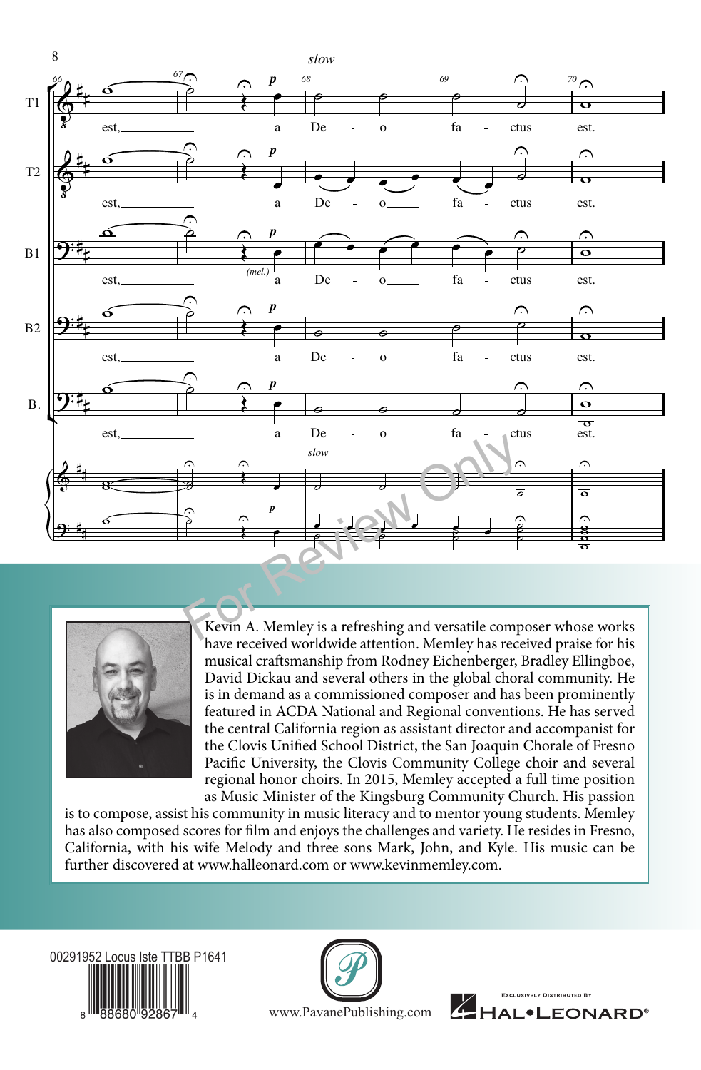Kevin A. Memley is a refreshing and versatile composer whose works have received worldwide attention. Memley has received praise for his musical craftsmanship from Rodney Eichenberger, Bradley Ellingboe, David Dickau and several others in the global choral community. He is in demand as a commissioned composer and has been prominently featured in ACDA National and Regional conventions. He has served the central California region as assistant director and accompanist for the Clovis Unified School District, the San Joaquin Chorale of Fresno Pacific University, the Clovis Community College choir and several regional honor choirs. In 2015, Memley accepted a full time position as Music Minister of the Kingsburg Community Church. His passion is to compose, assist his community in music literacy and to mentor young students. Memley has also composed scores for film and enjoys the challenges and variety. He resides in Fresno, California, with his wife Melody and three sons Mark, John, and Kyle. His music can be further discovered at www.halleonard.com or www.kevinmemley.com.

00291952 Locus Iste TTBB P1641

8 88680 92867 4

www.PavanePublishing.com

Exclusively Distributed By HAL•LEONARD®